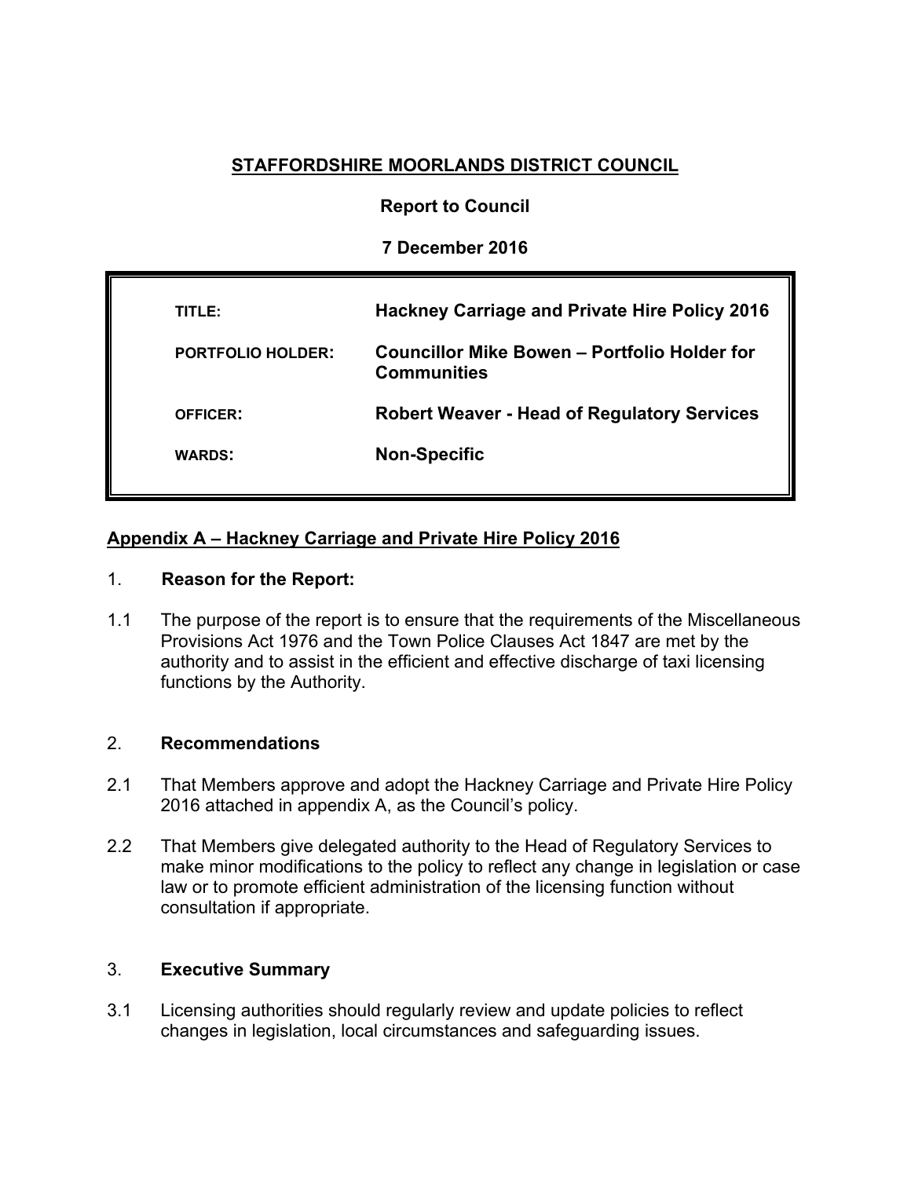# STAFFORDSHIRE MOORLANDS DISTRICT COUNCIL

**Report to Council**

**7 December 2016**

| | |
|---|---|
| **TITLE:** | **Hackney Carriage and Private Hire Policy 2016** |
| **PORTFOLIO HOLDER:** | **Councillor Mike Bowen – Portfolio Holder for Communities** |
| **OFFICER:** | **Robert Weaver - Head of Regulatory Services** |
| **WARDS:** | **Non-Specific** |

**Appendix A – Hackney Carriage and Private Hire Policy 2016**

## 1. Reason for the Report:

1.1 The purpose of the report is to ensure that the requirements of the Miscellaneous Provisions Act 1976 and the Town Police Clauses Act 1847 are met by the authority and to assist in the efficient and effective discharge of taxi licensing functions by the Authority.

## 2. Recommendations

2.1 That Members approve and adopt the Hackney Carriage and Private Hire Policy 2016 attached in appendix A, as the Council's policy.

2.2 That Members give delegated authority to the Head of Regulatory Services to make minor modifications to the policy to reflect any change in legislation or case law or to promote efficient administration of the licensing function without consultation if appropriate.

## 3. Executive Summary

3.1 Licensing authorities should regularly review and update policies to reflect changes in legislation, local circumstances and safeguarding issues.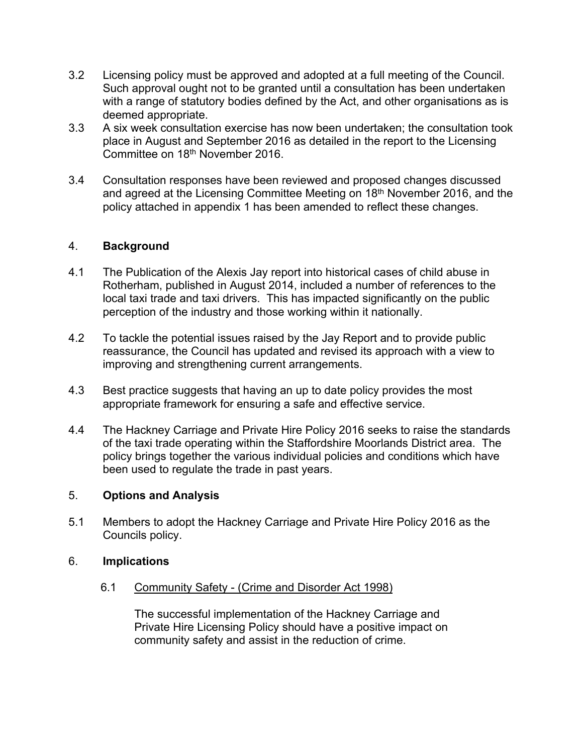3.2 Licensing policy must be approved and adopted at a full meeting of the Council. Such approval ought not to be granted until a consultation has been undertaken with a range of statutory bodies defined by the Act, and other organisations as is deemed appropriate.

3.3 A six week consultation exercise has now been undertaken; the consultation took place in August and September 2016 as detailed in the report to the Licensing Committee on 18th November 2016.

3.4 Consultation responses have been reviewed and proposed changes discussed and agreed at the Licensing Committee Meeting on 18th November 2016, and the policy attached in appendix 1 has been amended to reflect these changes.

## 4. **Background**

4.1 The Publication of the Alexis Jay report into historical cases of child abuse in Rotherham, published in August 2014, included a number of references to the local taxi trade and taxi drivers. This has impacted significantly on the public perception of the industry and those working within it nationally.

4.2 To tackle the potential issues raised by the Jay Report and to provide public reassurance, the Council has updated and revised its approach with a view to improving and strengthening current arrangements.

4.3 Best practice suggests that having an up to date policy provides the most appropriate framework for ensuring a safe and effective service.

4.4 The Hackney Carriage and Private Hire Policy 2016 seeks to raise the standards of the taxi trade operating within the Staffordshire Moorlands District area. The policy brings together the various individual policies and conditions which have been used to regulate the trade in past years.

## 5. **Options and Analysis**

5.1 Members to adopt the Hackney Carriage and Private Hire Policy 2016 as the Councils policy.

## 6. **Implications**

6.1 <u>Community Safety - (Crime and Disorder Act 1998)</u>

The successful implementation of the Hackney Carriage and Private Hire Licensing Policy should have a positive impact on community safety and assist in the reduction of crime.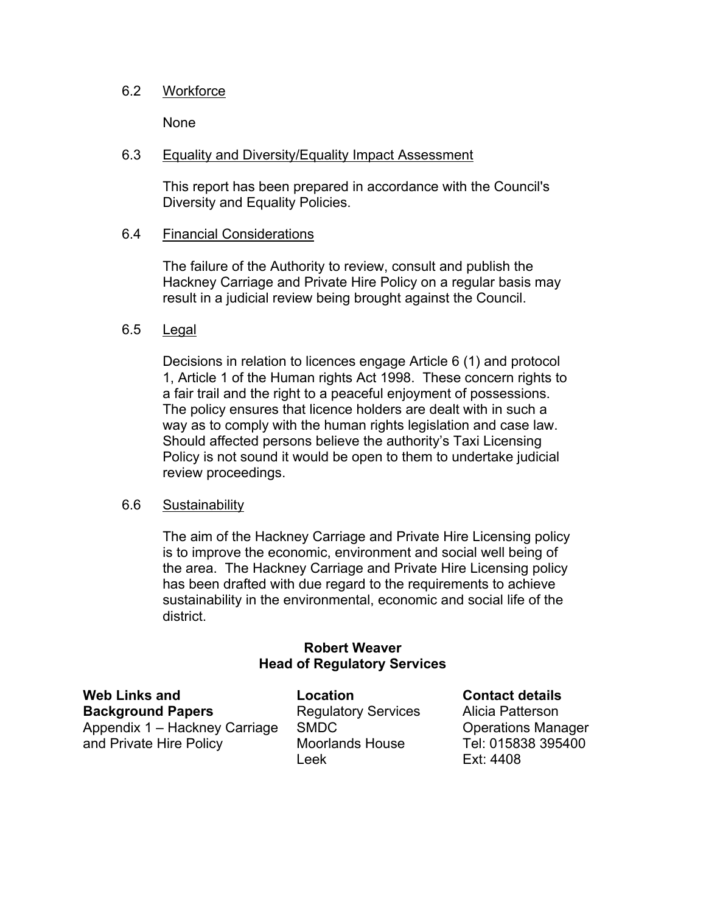6.2 Workforce

None

6.3 Equality and Diversity/Equality Impact Assessment

This report has been prepared in accordance with the Council's Diversity and Equality Policies.

6.4 Financial Considerations

The failure of the Authority to review, consult and publish the Hackney Carriage and Private Hire Policy on a regular basis may result in a judicial review being brought against the Council.

6.5 Legal

Decisions in relation to licences engage Article 6 (1) and protocol 1, Article 1 of the Human rights Act 1998. These concern rights to a fair trail and the right to a peaceful enjoyment of possessions. The policy ensures that licence holders are dealt with in such a way as to comply with the human rights legislation and case law. Should affected persons believe the authority's Taxi Licensing Policy is not sound it would be open to them to undertake judicial review proceedings.

6.6 Sustainability

The aim of the Hackney Carriage and Private Hire Licensing policy is to improve the economic, environment and social well being of the area. The Hackney Carriage and Private Hire Licensing policy has been drafted with due regard to the requirements to achieve sustainability in the environmental, economic and social life of the district.

**Robert Weaver**
**Head of Regulatory Services**

| **Web Links and Background Papers** | **Location** | **Contact details** |
| --- | --- | --- |
| Appendix 1 – Hackney Carriage and Private Hire Policy | Regulatory Services<br>SMDC<br>Moorlands House<br>Leek | Alicia Patterson<br>Operations Manager<br>Tel: 015838 395400<br>Ext: 4408 |